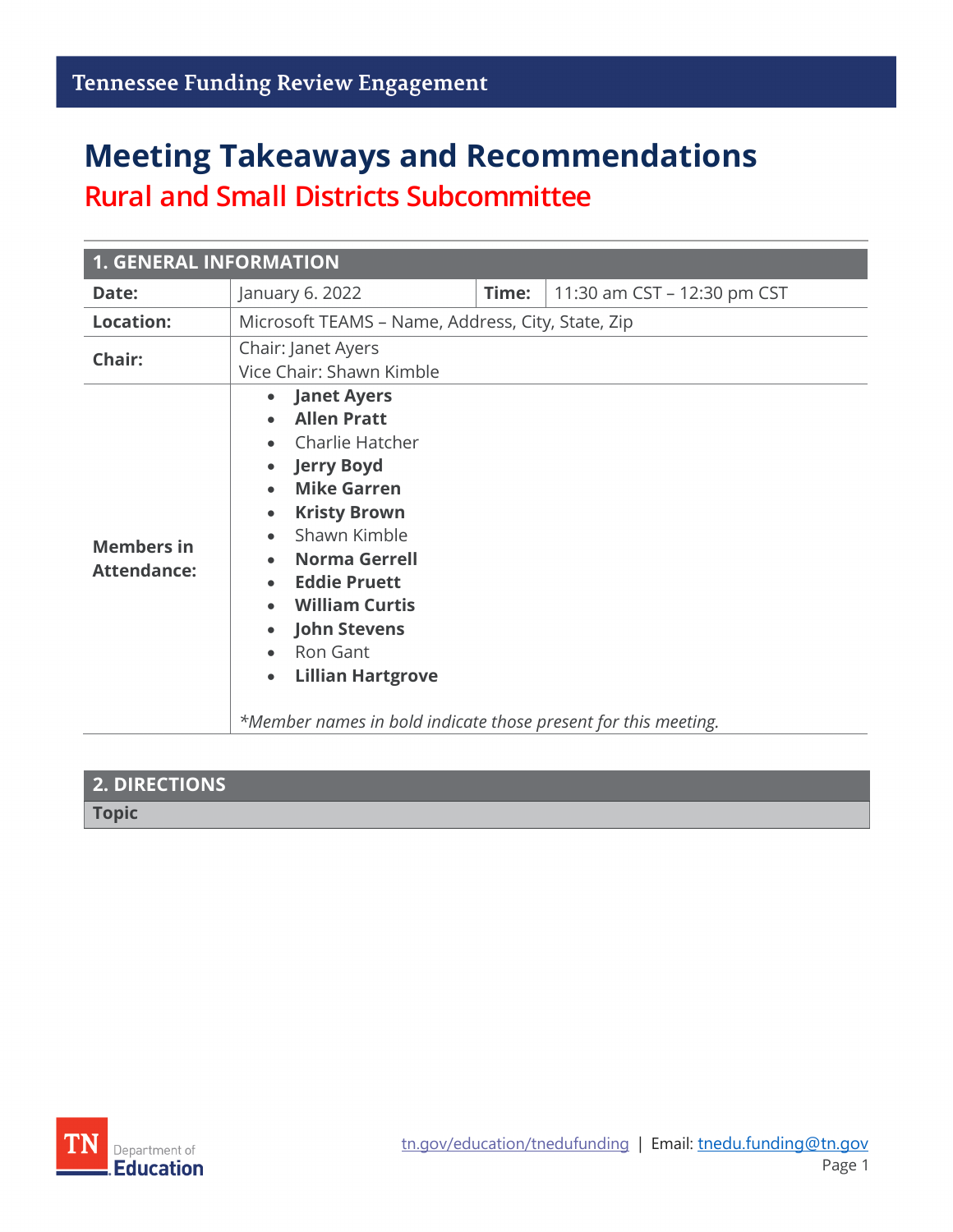Tennessee Funding Review Engagement

# Meeting Takeaways and Recommendations

## Rural and Small Districts Subcommittee

| 1. GENERAL INFORMATION | | | |
|---|---|---|---|
| **Date:** | January 6. 2022 | **Time:** | 11:30 am CST – 12:30 pm CST |
| **Location:** | Microsoft TEAMS – Name, Address, City, State, Zip | | |
| **Chair:** | Chair: Janet Ayers<br>Vice Chair: Shawn Kimble | | |
| **Members in Attendance:** | • **Janet Ayers**<br>• **Allen Pratt**<br>• Charlie Hatcher<br>• **Jerry Boyd**<br>• **Mike Garren**<br>• **Kristy Brown**<br>• Shawn Kimble<br>• **Norma Gerrell**<br>• **Eddie Pruett**<br>• **William Curtis**<br>• **John Stevens**<br>• Ron Gant<br>• **Lillian Hartgrove**<br><br>*\*Member names in bold indicate those present for this meeting.* | | |

| 2. DIRECTIONS |
|---|
| **Topic** |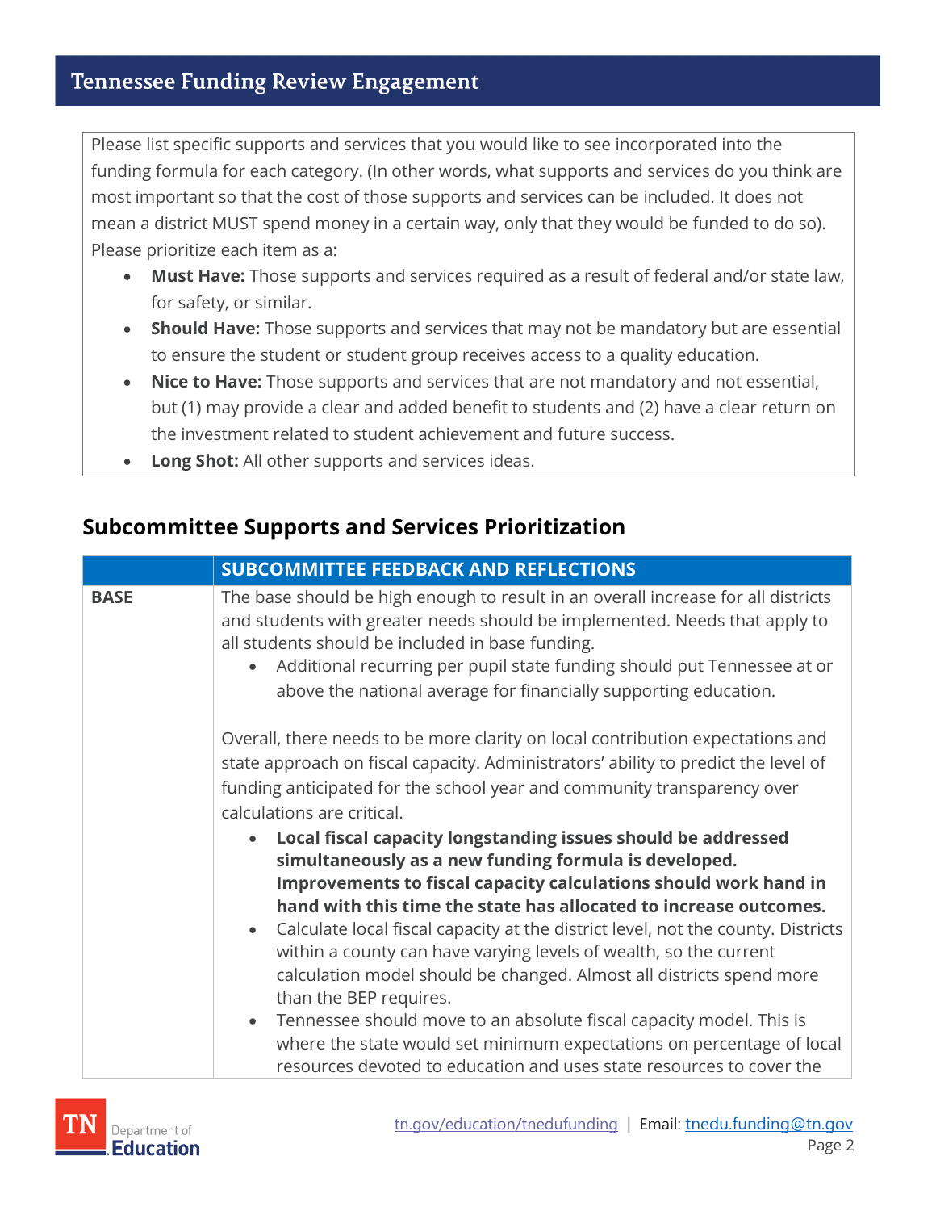Please list specific supports and services that you would like to see incorporated into the funding formula for each category. (In other words, what supports and services do you think are most important so that the cost of those supports and services can be included. It does not mean a district MUST spend money in a certain way, only that they would be funded to do so). Please prioritize each item as a:

- **Must Have:** Those supports and services required as a result of federal and/or state law, for safety, or similar.
- **Should Have:** Those supports and services that may not be mandatory but are essential to ensure the student or student group receives access to a quality education.
- **Nice to Have:** Those supports and services that are not mandatory and not essential, but (1) may provide a clear and added benefit to students and (2) have a clear return on the investment related to student achievement and future success.
- **Long Shot:** All other supports and services ideas.

## Subcommittee Supports and Services Prioritization

| | SUBCOMMITTEE FEEDBACK AND REFLECTIONS |
|---|---|
| **BASE** | The base should be high enough to result in an overall increase for all districts and students with greater needs should be implemented. Needs that apply to all students should be included in base funding.<br>• Additional recurring per pupil state funding should put Tennessee at or above the national average for financially supporting education.<br><br>Overall, there needs to be more clarity on local contribution expectations and state approach on fiscal capacity. Administrators' ability to predict the level of funding anticipated for the school year and community transparency over calculations are critical.<br>• **Local fiscal capacity longstanding issues should be addressed simultaneously as a new funding formula is developed. Improvements to fiscal capacity calculations should work hand in hand with this time the state has allocated to increase outcomes.**<br>• Calculate local fiscal capacity at the district level, not the county. Districts within a county can have varying levels of wealth, so the current calculation model should be changed. Almost all districts spend more than the BEP requires.<br>• Tennessee should move to an absolute fiscal capacity model. This is where the state would set minimum expectations on percentage of local resources devoted to education and uses state resources to cover the |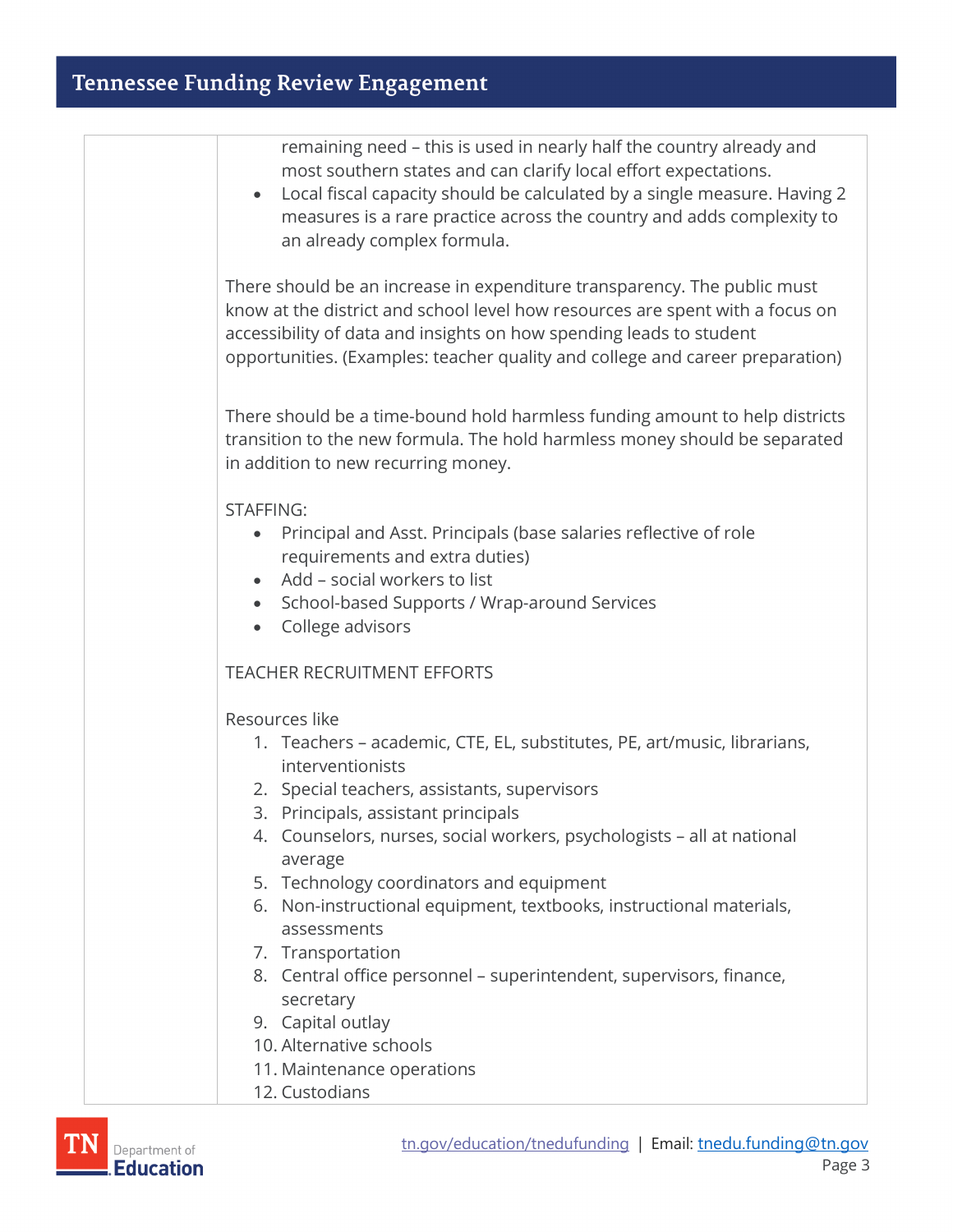remaining need – this is used in nearly half the country already and most southern states and can clarify local effort expectations.
- Local fiscal capacity should be calculated by a single measure. Having 2 measures is a rare practice across the country and adds complexity to an already complex formula.

There should be an increase in expenditure transparency. The public must know at the district and school level how resources are spent with a focus on accessibility of data and insights on how spending leads to student opportunities. (Examples: teacher quality and college and career preparation)

There should be a time-bound hold harmless funding amount to help districts transition to the new formula. The hold harmless money should be separated in addition to new recurring money.

STAFFING:
- Principal and Asst. Principals (base salaries reflective of role requirements and extra duties)
- Add – social workers to list
- School-based Supports / Wrap-around Services
- College advisors

TEACHER RECRUITMENT EFFORTS

Resources like
1. Teachers – academic, CTE, EL, substitutes, PE, art/music, librarians, interventionists
2. Special teachers, assistants, supervisors
3. Principals, assistant principals
4. Counselors, nurses, social workers, psychologists – all at national average
5. Technology coordinators and equipment
6. Non-instructional equipment, textbooks, instructional materials, assessments
7. Transportation
8. Central office personnel – superintendent, supervisors, finance, secretary
9. Capital outlay
10. Alternative schools
11. Maintenance operations
12. Custodians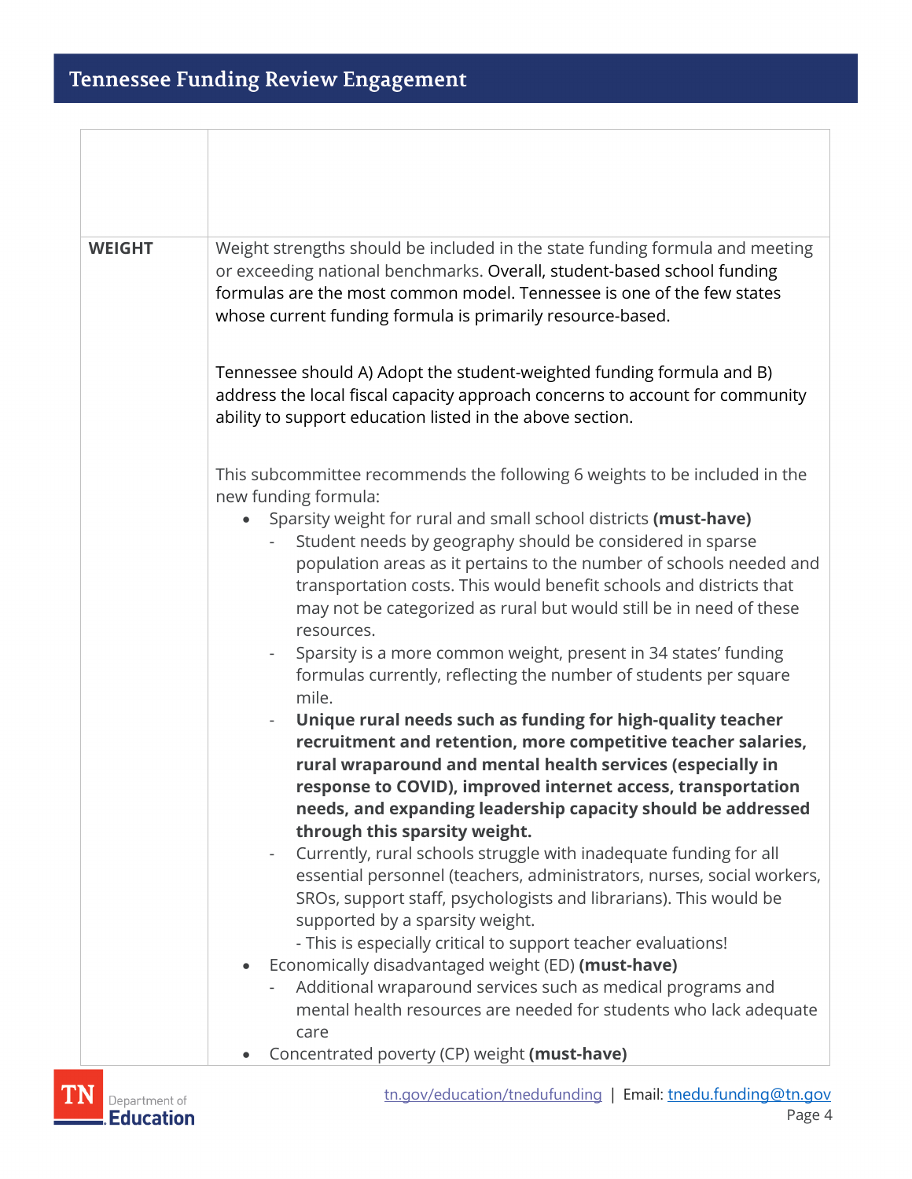| | |
|---|---|
| | |
| **WEIGHT** | Weight strengths should be included in the state funding formula and meeting or exceeding national benchmarks. Overall, student-based school funding formulas are the most common model. Tennessee is one of the few states whose current funding formula is primarily resource-based.<br><br>Tennessee should A) Adopt the student-weighted funding formula and B) address the local fiscal capacity approach concerns to account for community ability to support education listed in the above section.<br><br>This subcommittee recommends the following 6 weights to be included in the new funding formula:<br>• Sparsity weight for rural and small school districts **(must-have)**<br>- Student needs by geography should be considered in sparse population areas as it pertains to the number of schools needed and transportation costs. This would benefit schools and districts that may not be categorized as rural but would still be in need of these resources.<br>- Sparsity is a more common weight, present in 34 states' funding formulas currently, reflecting the number of students per square mile.<br>- **Unique rural needs such as funding for high-quality teacher recruitment and retention, more competitive teacher salaries, rural wraparound and mental health services (especially in response to COVID), improved internet access, transportation needs, and expanding leadership capacity should be addressed through this sparsity weight.**<br>- Currently, rural schools struggle with inadequate funding for all essential personnel (teachers, administrators, nurses, social workers, SROs, support staff, psychologists and librarians). This would be supported by a sparsity weight.<br>- This is especially critical to support teacher evaluations!<br>• Economically disadvantaged weight (ED) **(must-have)**<br>- Additional wraparound services such as medical programs and mental health resources are needed for students who lack adequate care<br>• Concentrated poverty (CP) weight **(must-have)** |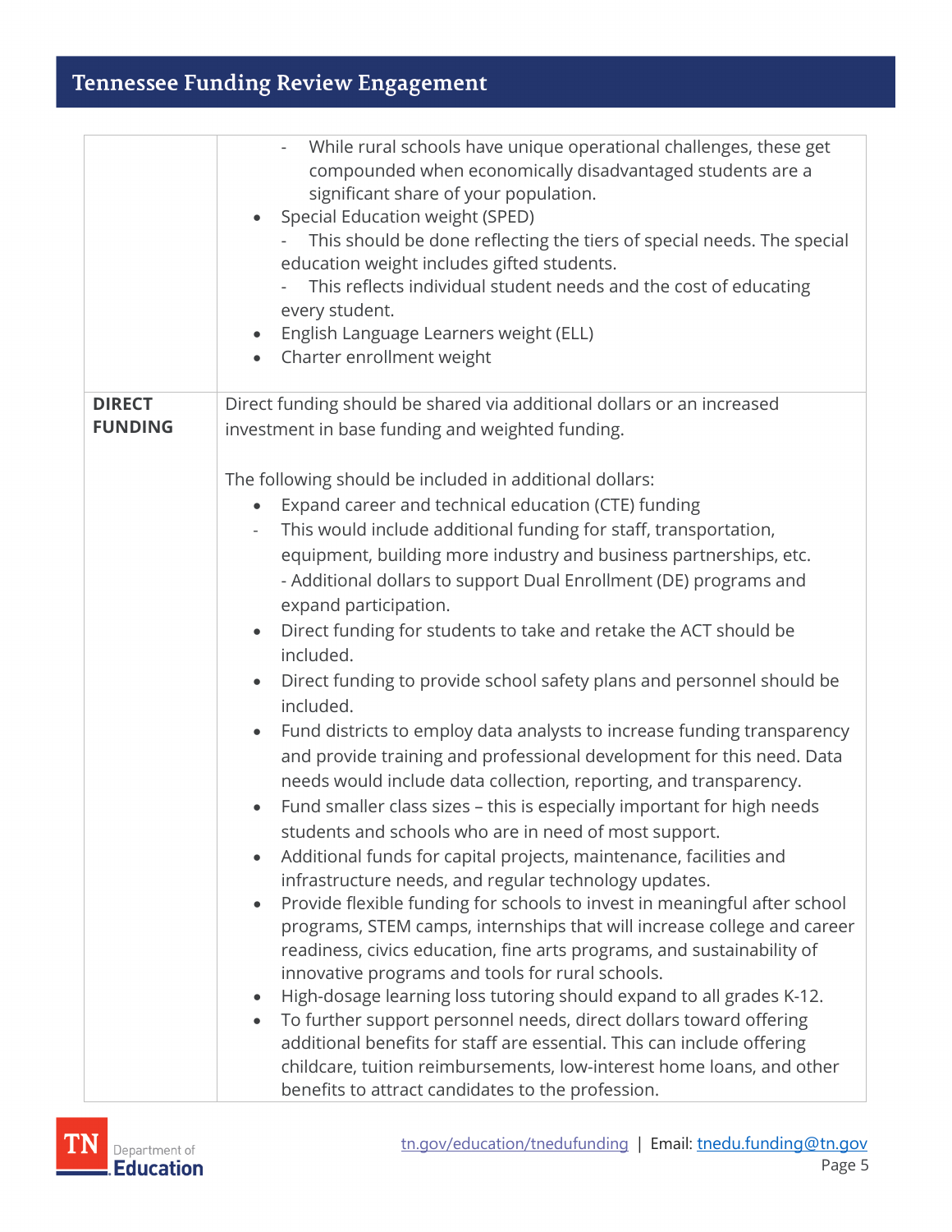| | |
|---|---|
| | - While rural schools have unique operational challenges, these get compounded when economically disadvantaged students are a significant share of your population.<br>• Special Education weight (SPED)<br>- This should be done reflecting the tiers of special needs. The special education weight includes gifted students.<br>- This reflects individual student needs and the cost of educating every student.<br>• English Language Learners weight (ELL)<br>• Charter enrollment weight |
| **DIRECT FUNDING** | Direct funding should be shared via additional dollars or an increased investment in base funding and weighted funding.<br><br>The following should be included in additional dollars:<br>• Expand career and technical education (CTE) funding<br>- This would include additional funding for staff, transportation, equipment, building more industry and business partnerships, etc.<br>- Additional dollars to support Dual Enrollment (DE) programs and expand participation.<br>• Direct funding for students to take and retake the ACT should be included.<br>• Direct funding to provide school safety plans and personnel should be included.<br>• Fund districts to employ data analysts to increase funding transparency and provide training and professional development for this need. Data needs would include data collection, reporting, and transparency.<br>• Fund smaller class sizes – this is especially important for high needs students and schools who are in need of most support.<br>• Additional funds for capital projects, maintenance, facilities and infrastructure needs, and regular technology updates.<br>• Provide flexible funding for schools to invest in meaningful after school programs, STEM camps, internships that will increase college and career readiness, civics education, fine arts programs, and sustainability of innovative programs and tools for rural schools.<br>• High-dosage learning loss tutoring should expand to all grades K-12.<br>• To further support personnel needs, direct dollars toward offering additional benefits for staff are essential. This can include offering childcare, tuition reimbursements, low-interest home loans, and other benefits to attract candidates to the profession. |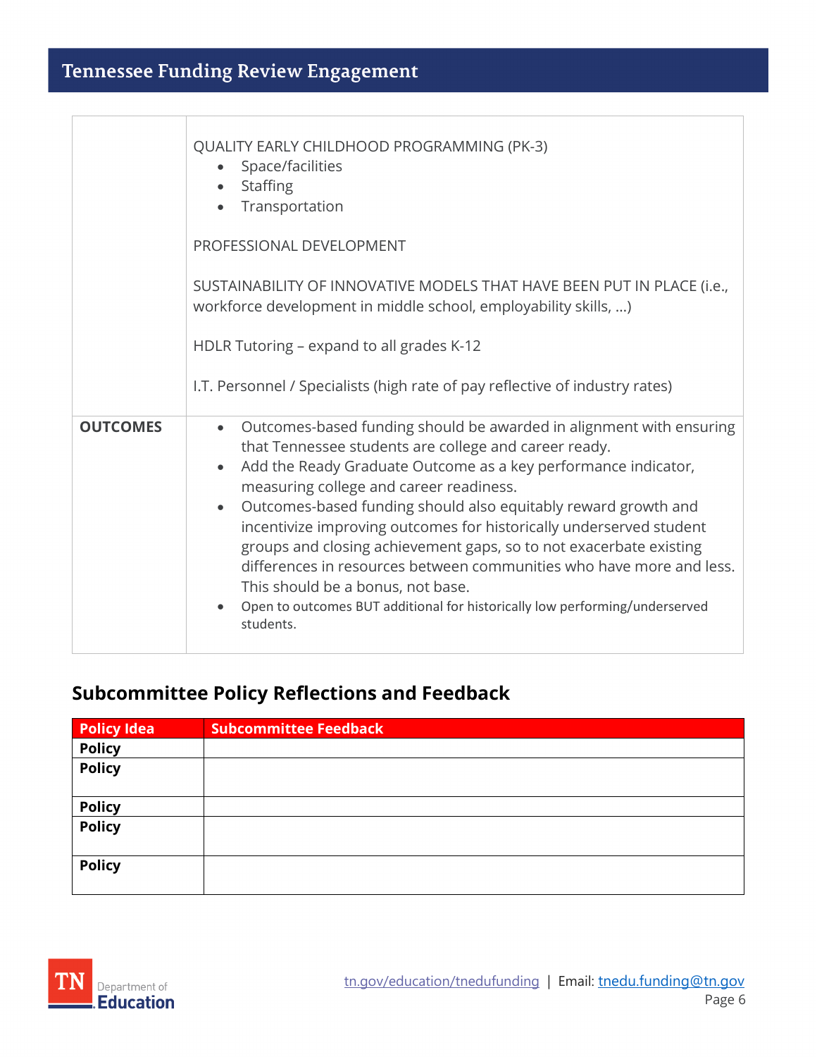| | |
|---|---|
| | QUALITY EARLY CHILDHOOD PROGRAMMING (PK-3)<br>• Space/facilities<br>• Staffing<br>• Transportation<br><br>PROFESSIONAL DEVELOPMENT<br><br>SUSTAINABILITY OF INNOVATIVE MODELS THAT HAVE BEEN PUT IN PLACE (i.e., workforce development in middle school, employability skills, …)<br><br>HDLR Tutoring – expand to all grades K-12<br><br>I.T. Personnel / Specialists (high rate of pay reflective of industry rates) |
| **OUTCOMES** | • Outcomes-based funding should be awarded in alignment with ensuring that Tennessee students are college and career ready.<br>• Add the Ready Graduate Outcome as a key performance indicator, measuring college and career readiness.<br>• Outcomes-based funding should also equitably reward growth and incentivize improving outcomes for historically underserved student groups and closing achievement gaps, so to not exacerbate existing differences in resources between communities who have more and less. This should be a bonus, not base.<br>• Open to outcomes BUT additional for historically low performing/underserved students. |

## Subcommittee Policy Reflections and Feedback

| Policy Idea | Subcommittee Feedback |
|---|---|
| **Policy** | |
| **Policy** | |
| **Policy** | |
| **Policy** | |
| **Policy** | |